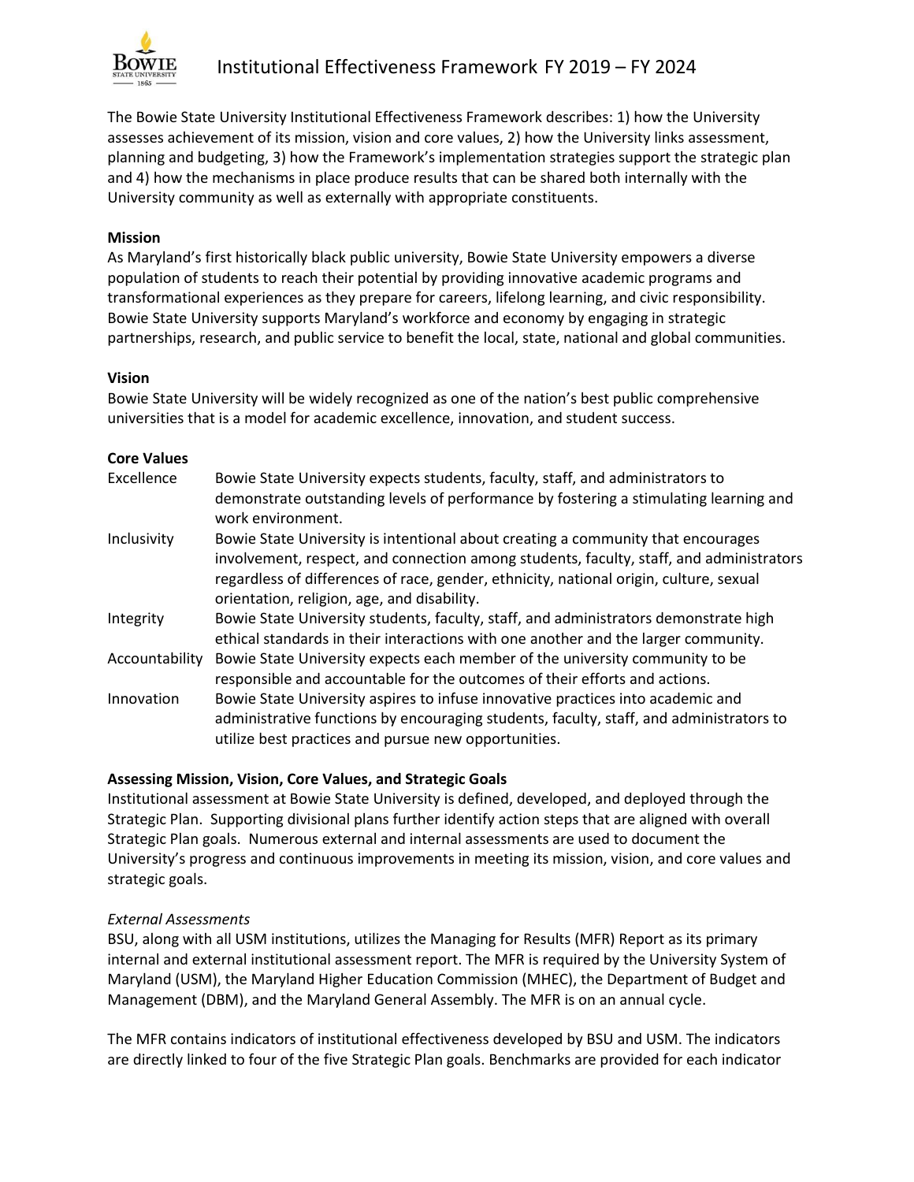# Institutional Effectiveness Framework FY 2019 – FY 2024

The Bowie State University Institutional Effectiveness Framework describes: 1) how the University assesses achievement of its mission, vision and core values, 2) how the University links assessment, planning and budgeting, 3) how the Framework's implementation strategies support the strategic plan and 4) how the mechanisms in place produce results that can be shared both internally with the University community as well as externally with appropriate constituents.

**Mission**

As Maryland's first historically black public university, Bowie State University empowers a diverse population of students to reach their potential by providing innovative academic programs and transformational experiences as they prepare for careers, lifelong learning, and civic responsibility. Bowie State University supports Maryland's workforce and economy by engaging in strategic partnerships, research, and public service to benefit the local, state, national and global communities.

**Vision**

Bowie State University will be widely recognized as one of the nation's best public comprehensive universities that is a model for academic excellence, innovation, and student success.

**Core Values**

| | |
|---|---|
| Excellence | Bowie State University expects students, faculty, staff, and administrators to demonstrate outstanding levels of performance by fostering a stimulating learning and work environment. |
| Inclusivity | Bowie State University is intentional about creating a community that encourages involvement, respect, and connection among students, faculty, staff, and administrators regardless of differences of race, gender, ethnicity, national origin, culture, sexual orientation, religion, age, and disability. |
| Integrity | Bowie State University students, faculty, staff, and administrators demonstrate high ethical standards in their interactions with one another and the larger community. |
| Accountability | Bowie State University expects each member of the university community to be responsible and accountable for the outcomes of their efforts and actions. |
| Innovation | Bowie State University aspires to infuse innovative practices into academic and administrative functions by encouraging students, faculty, staff, and administrators to utilize best practices and pursue new opportunities. |

**Assessing Mission, Vision, Core Values, and Strategic Goals**

Institutional assessment at Bowie State University is defined, developed, and deployed through the Strategic Plan. Supporting divisional plans further identify action steps that are aligned with overall Strategic Plan goals. Numerous external and internal assessments are used to document the University's progress and continuous improvements in meeting its mission, vision, and core values and strategic goals.

*External Assessments*

BSU, along with all USM institutions, utilizes the Managing for Results (MFR) Report as its primary internal and external institutional assessment report. The MFR is required by the University System of Maryland (USM), the Maryland Higher Education Commission (MHEC), the Department of Budget and Management (DBM), and the Maryland General Assembly. The MFR is on an annual cycle.

The MFR contains indicators of institutional effectiveness developed by BSU and USM. The indicators are directly linked to four of the five Strategic Plan goals. Benchmarks are provided for each indicator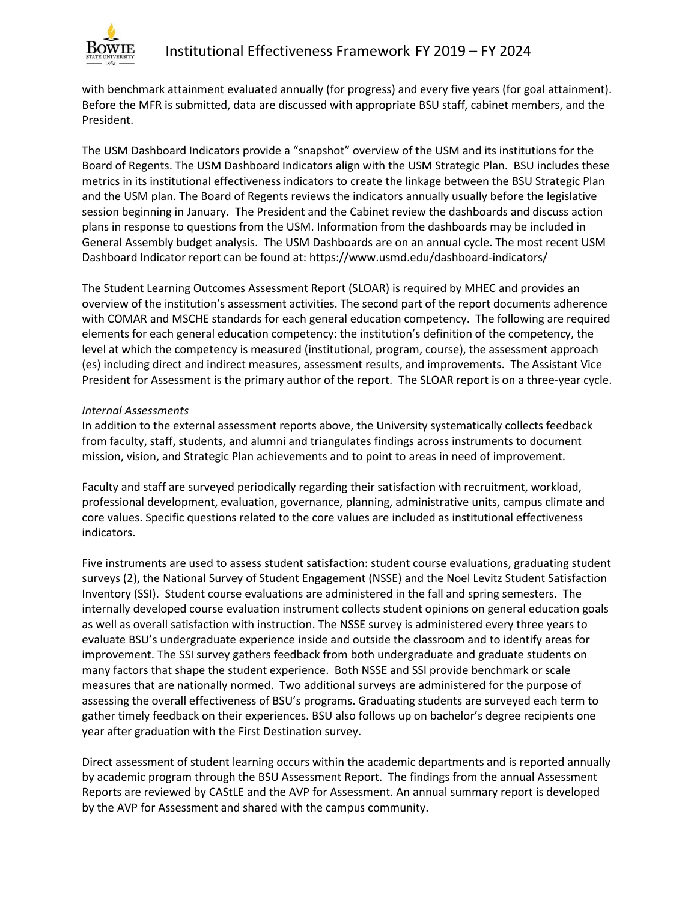with benchmark attainment evaluated annually (for progress) and every five years (for goal attainment). Before the MFR is submitted, data are discussed with appropriate BSU staff, cabinet members, and the President.

The USM Dashboard Indicators provide a "snapshot" overview of the USM and its institutions for the Board of Regents. The USM Dashboard Indicators align with the USM Strategic Plan. BSU includes these metrics in its institutional effectiveness indicators to create the linkage between the BSU Strategic Plan and the USM plan. The Board of Regents reviews the indicators annually usually before the legislative session beginning in January. The President and the Cabinet review the dashboards and discuss action plans in response to questions from the USM. Information from the dashboards may be included in General Assembly budget analysis. The USM Dashboards are on an annual cycle. The most recent USM Dashboard Indicator report can be found at: https://www.usmd.edu/dashboard-indicators/

The Student Learning Outcomes Assessment Report (SLOAR) is required by MHEC and provides an overview of the institution's assessment activities. The second part of the report documents adherence with COMAR and MSCHE standards for each general education competency. The following are required elements for each general education competency: the institution's definition of the competency, the level at which the competency is measured (institutional, program, course), the assessment approach (es) including direct and indirect measures, assessment results, and improvements. The Assistant Vice President for Assessment is the primary author of the report. The SLOAR report is on a three-year cycle.

*Internal Assessments*

In addition to the external assessment reports above, the University systematically collects feedback from faculty, staff, students, and alumni and triangulates findings across instruments to document mission, vision, and Strategic Plan achievements and to point to areas in need of improvement.

Faculty and staff are surveyed periodically regarding their satisfaction with recruitment, workload, professional development, evaluation, governance, planning, administrative units, campus climate and core values. Specific questions related to the core values are included as institutional effectiveness indicators.

Five instruments are used to assess student satisfaction: student course evaluations, graduating student surveys (2), the National Survey of Student Engagement (NSSE) and the Noel Levitz Student Satisfaction Inventory (SSI). Student course evaluations are administered in the fall and spring semesters. The internally developed course evaluation instrument collects student opinions on general education goals as well as overall satisfaction with instruction. The NSSE survey is administered every three years to evaluate BSU's undergraduate experience inside and outside the classroom and to identify areas for improvement. The SSI survey gathers feedback from both undergraduate and graduate students on many factors that shape the student experience. Both NSSE and SSI provide benchmark or scale measures that are nationally normed. Two additional surveys are administered for the purpose of assessing the overall effectiveness of BSU's programs. Graduating students are surveyed each term to gather timely feedback on their experiences. BSU also follows up on bachelor's degree recipients one year after graduation with the First Destination survey.

Direct assessment of student learning occurs within the academic departments and is reported annually by academic program through the BSU Assessment Report. The findings from the annual Assessment Reports are reviewed by CAStLE and the AVP for Assessment. An annual summary report is developed by the AVP for Assessment and shared with the campus community.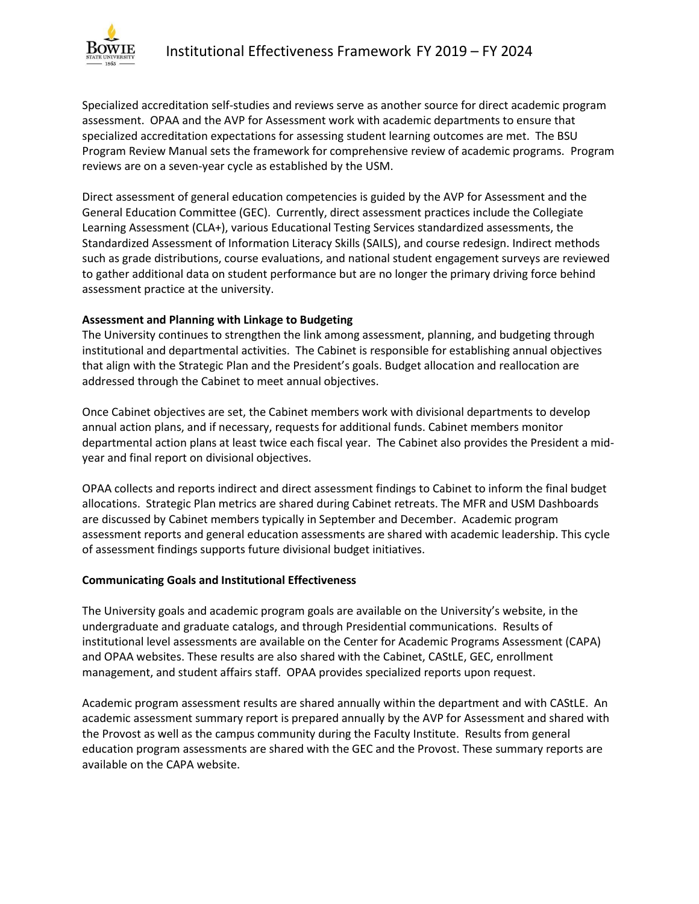Specialized accreditation self-studies and reviews serve as another source for direct academic program assessment. OPAA and the AVP for Assessment work with academic departments to ensure that specialized accreditation expectations for assessing student learning outcomes are met. The BSU Program Review Manual sets the framework for comprehensive review of academic programs. Program reviews are on a seven-year cycle as established by the USM.

Direct assessment of general education competencies is guided by the AVP for Assessment and the General Education Committee (GEC). Currently, direct assessment practices include the Collegiate Learning Assessment (CLA+), various Educational Testing Services standardized assessments, the Standardized Assessment of Information Literacy Skills (SAILS), and course redesign. Indirect methods such as grade distributions, course evaluations, and national student engagement surveys are reviewed to gather additional data on student performance but are no longer the primary driving force behind assessment practice at the university.

**Assessment and Planning with Linkage to Budgeting**

The University continues to strengthen the link among assessment, planning, and budgeting through institutional and departmental activities. The Cabinet is responsible for establishing annual objectives that align with the Strategic Plan and the President's goals. Budget allocation and reallocation are addressed through the Cabinet to meet annual objectives.

Once Cabinet objectives are set, the Cabinet members work with divisional departments to develop annual action plans, and if necessary, requests for additional funds. Cabinet members monitor departmental action plans at least twice each fiscal year. The Cabinet also provides the President a mid-year and final report on divisional objectives.

OPAA collects and reports indirect and direct assessment findings to Cabinet to inform the final budget allocations. Strategic Plan metrics are shared during Cabinet retreats. The MFR and USM Dashboards are discussed by Cabinet members typically in September and December. Academic program assessment reports and general education assessments are shared with academic leadership. This cycle of assessment findings supports future divisional budget initiatives.

**Communicating Goals and Institutional Effectiveness**

The University goals and academic program goals are available on the University's website, in the undergraduate and graduate catalogs, and through Presidential communications. Results of institutional level assessments are available on the Center for Academic Programs Assessment (CAPA) and OPAA websites. These results are also shared with the Cabinet, CAStLE, GEC, enrollment management, and student affairs staff. OPAA provides specialized reports upon request.

Academic program assessment results are shared annually within the department and with CAStLE. An academic assessment summary report is prepared annually by the AVP for Assessment and shared with the Provost as well as the campus community during the Faculty Institute. Results from general education program assessments are shared with the GEC and the Provost. These summary reports are available on the CAPA website.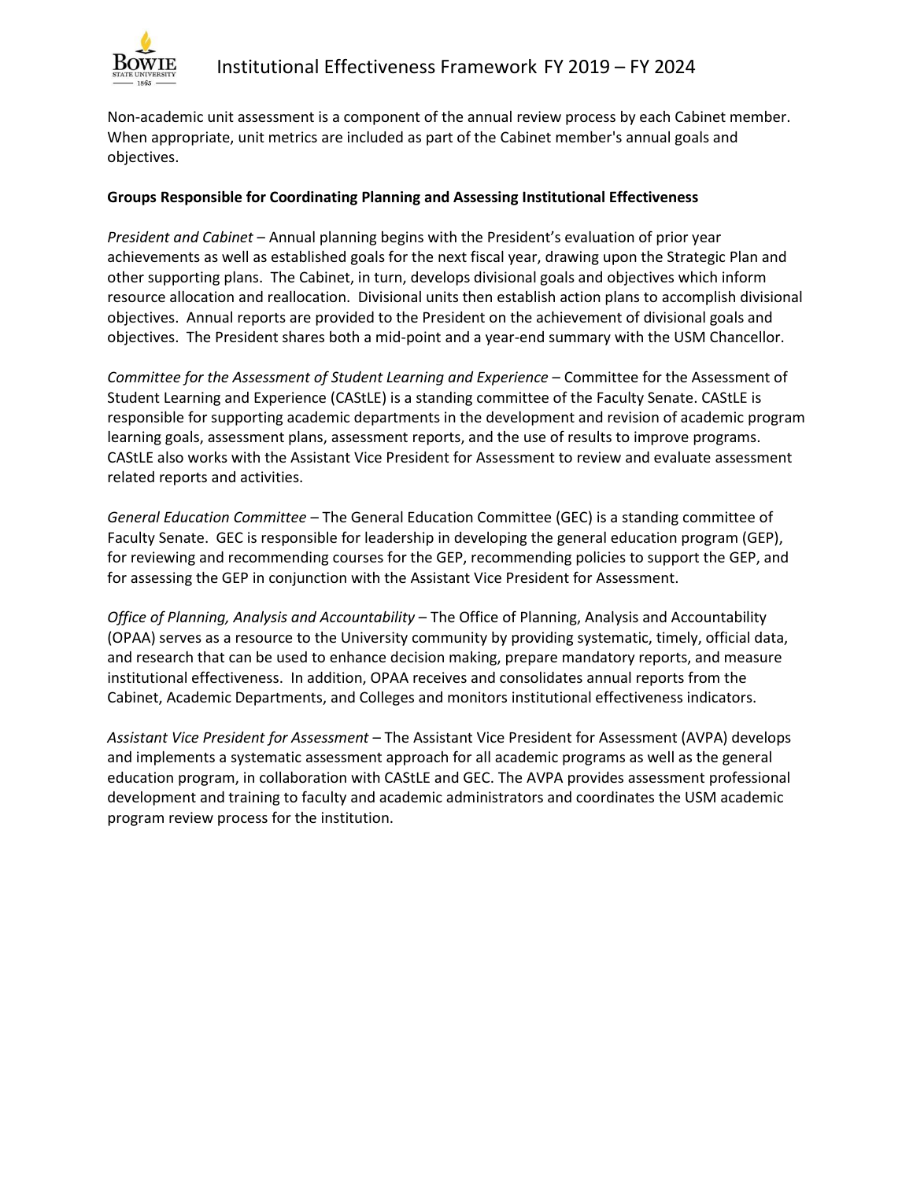Non-academic unit assessment is a component of the annual review process by each Cabinet member. When appropriate, unit metrics are included as part of the Cabinet member's annual goals and objectives.

**Groups Responsible for Coordinating Planning and Assessing Institutional Effectiveness**

*President and Cabinet* – Annual planning begins with the President's evaluation of prior year achievements as well as established goals for the next fiscal year, drawing upon the Strategic Plan and other supporting plans. The Cabinet, in turn, develops divisional goals and objectives which inform resource allocation and reallocation. Divisional units then establish action plans to accomplish divisional objectives. Annual reports are provided to the President on the achievement of divisional goals and objectives. The President shares both a mid-point and a year-end summary with the USM Chancellor.

*Committee for the Assessment of Student Learning and Experience* – Committee for the Assessment of Student Learning and Experience (CAStLE) is a standing committee of the Faculty Senate. CAStLE is responsible for supporting academic departments in the development and revision of academic program learning goals, assessment plans, assessment reports, and the use of results to improve programs. CAStLE also works with the Assistant Vice President for Assessment to review and evaluate assessment related reports and activities.

*General Education Committee* – The General Education Committee (GEC) is a standing committee of Faculty Senate. GEC is responsible for leadership in developing the general education program (GEP), for reviewing and recommending courses for the GEP, recommending policies to support the GEP, and for assessing the GEP in conjunction with the Assistant Vice President for Assessment.

*Office of Planning, Analysis and Accountability* – The Office of Planning, Analysis and Accountability (OPAA) serves as a resource to the University community by providing systematic, timely, official data, and research that can be used to enhance decision making, prepare mandatory reports, and measure institutional effectiveness. In addition, OPAA receives and consolidates annual reports from the Cabinet, Academic Departments, and Colleges and monitors institutional effectiveness indicators.

*Assistant Vice President for Assessment* – The Assistant Vice President for Assessment (AVPA) develops and implements a systematic assessment approach for all academic programs as well as the general education program, in collaboration with CAStLE and GEC. The AVPA provides assessment professional development and training to faculty and academic administrators and coordinates the USM academic program review process for the institution.